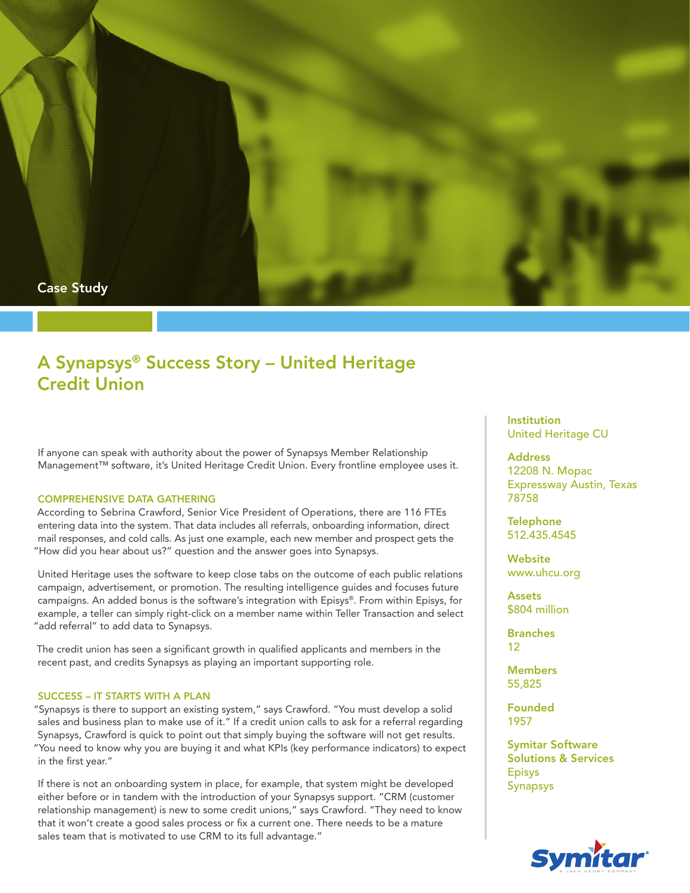Case Study

# A Synapsys® Success Story – United Heritage Credit Union

If anyone can speak with authority about the power of Synapsys Member Relationship Management™ software, it's United Heritage Credit Union. Every frontline employee uses it.

## COMPREHENSIVE DATA GATHERING

According to Sebrina Crawford, Senior Vice President of Operations, there are 116 FTEs entering data into the system. That data includes all referrals, onboarding information, direct mail responses, and cold calls. As just one example, each new member and prospect gets the "How did you hear about us?" question and the answer goes into Synapsys.

United Heritage uses the software to keep close tabs on the outcome of each public relations campaign, advertisement, or promotion. The resulting intelligence guides and focuses future campaigns. An added bonus is the software's integration with Episys®. From within Episys, for example, a teller can simply right-click on a member name within Teller Transaction and select "add referral" to add data to Synapsys.

The credit union has seen a significant growth in qualified applicants and members in the recent past, and credits Synapsys as playing an important supporting role.

## SUCCESS – IT STARTS WITH A PLAN

"Synapsys is there to support an existing system," says Crawford. "You must develop a solid sales and business plan to make use of it." If a credit union calls to ask for a referral regarding Synapsys, Crawford is quick to point out that simply buying the software will not get results. "You need to know why you are buying it and what KPIs (key performance indicators) to expect in the first year."

If there is not an onboarding system in place, for example, that system might be developed either before or in tandem with the introduction of your Synapsys support. "CRM (customer relationship management) is new to some credit unions," says Crawford. "They need to know that it won't create a good sales process or fix a current one. There needs to be a mature sales team that is motivated to use CRM to its full advantage."

**Institution**
United Heritage CU

**Address**
12208 N. Mopac Expressway Austin, Texas 78758

**Telephone**
512.435.4545

**Website**
www.uhcu.org

**Assets**
$804 million

**Branches**
12

**Members**
55,825

**Founded**
1957

**Symitar Software Solutions & Services**
Episys
Synapsys

Symitar® A Jack Henry Company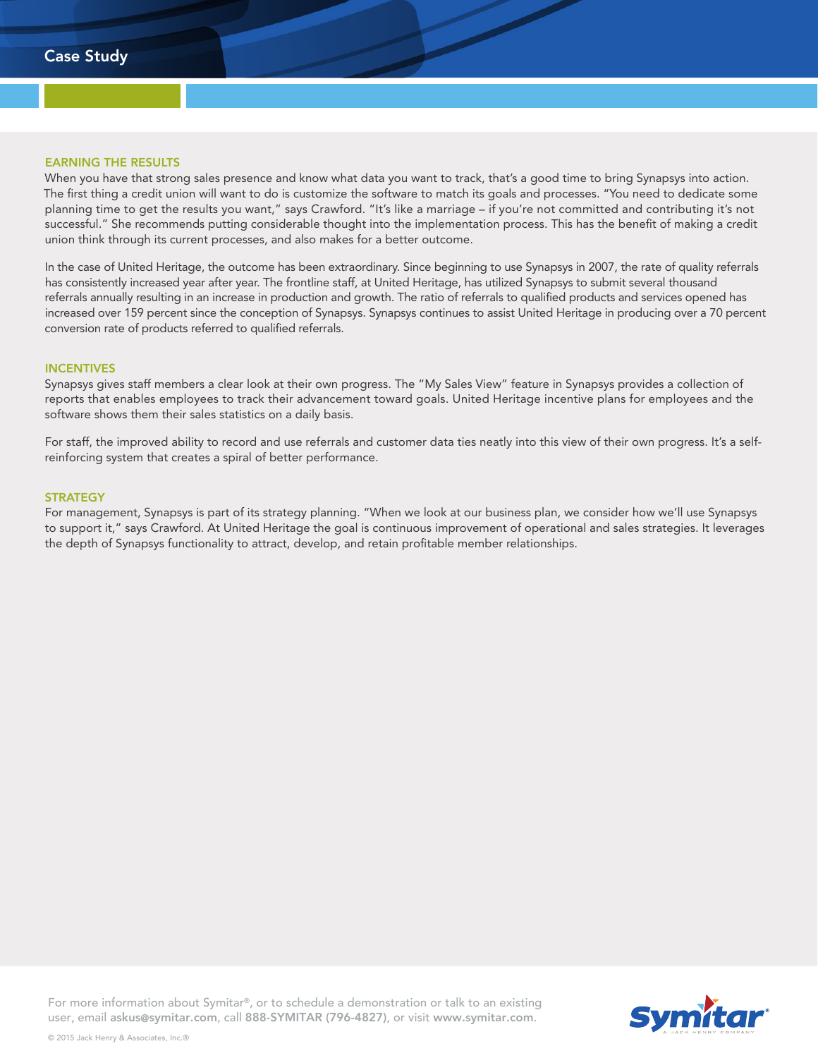## EARNING THE RESULTS

When you have that strong sales presence and know what data you want to track, that's a good time to bring Synapsys into action. The first thing a credit union will want to do is customize the software to match its goals and processes. "You need to dedicate some planning time to get the results you want," says Crawford. "It's like a marriage – if you're not committed and contributing it's not successful." She recommends putting considerable thought into the implementation process. This has the benefit of making a credit union think through its current processes, and also makes for a better outcome.

In the case of United Heritage, the outcome has been extraordinary. Since beginning to use Synapsys in 2007, the rate of quality referrals has consistently increased year after year. The frontline staff, at United Heritage, has utilized Synapsys to submit several thousand referrals annually resulting in an increase in production and growth. The ratio of referrals to qualified products and services opened has increased over 159 percent since the conception of Synapsys. Synapsys continues to assist United Heritage in producing over a 70 percent conversion rate of products referred to qualified referrals.

## INCENTIVES

Synapsys gives staff members a clear look at their own progress. The "My Sales View" feature in Synapsys provides a collection of reports that enables employees to track their advancement toward goals. United Heritage incentive plans for employees and the software shows them their sales statistics on a daily basis.

For staff, the improved ability to record and use referrals and customer data ties neatly into this view of their own progress. It's a self-reinforcing system that creates a spiral of better performance.

## STRATEGY

For management, Synapsys is part of its strategy planning. "When we look at our business plan, we consider how we'll use Synapsys to support it," says Crawford. At United Heritage the goal is continuous improvement of operational and sales strategies. It leverages the depth of Synapsys functionality to attract, develop, and retain profitable member relationships.

For more information about Symitar®, or to schedule a demonstration or talk to an existing user, email **askus@symitar.com**, call **888-SYMITAR (796-4827)**, or visit **www.symitar.com**.

© 2015 Jack Henry & Associates, Inc.®